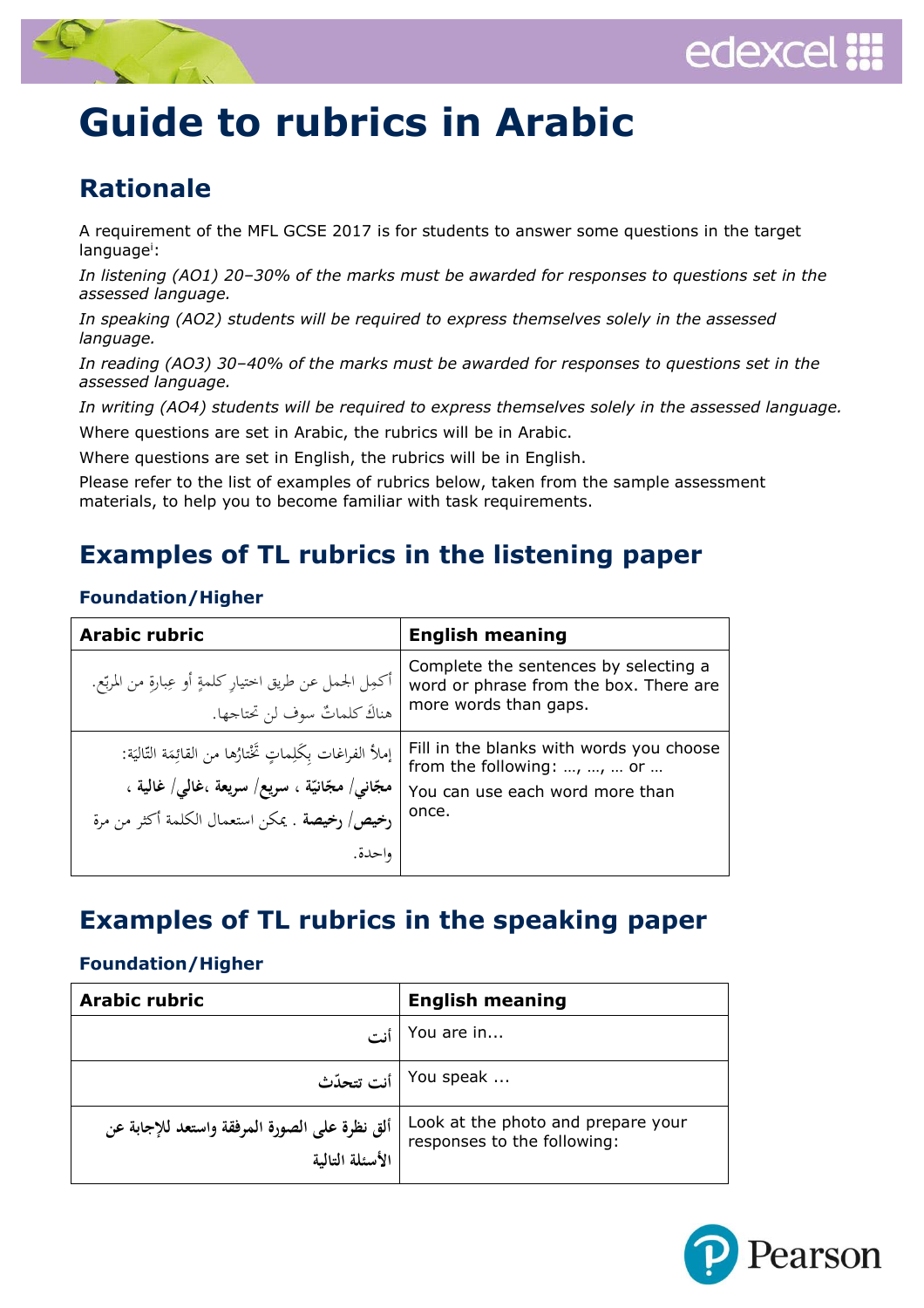# Guide to rubrics in Arabic

## Rationale

A requirement of the MFL GCSE 2017 is for students to answer some questions in the target language[i]:

*In listening (AO1) 20–30% of the marks must be awarded for responses to questions set in the assessed language.*

*In speaking (AO2) students will be required to express themselves solely in the assessed language.*

*In reading (AO3) 30–40% of the marks must be awarded for responses to questions set in the assessed language.*

*In writing (AO4) students will be required to express themselves solely in the assessed language.*

Where questions are set in Arabic, the rubrics will be in Arabic.

Where questions are set in English, the rubrics will be in English.

Please refer to the list of examples of rubrics below, taken from the sample assessment materials, to help you to become familiar with task requirements.

## Examples of TL rubrics in the listening paper

### Foundation/Higher

| Arabic rubric | English meaning |
|---|---|
| أكمِل الجمل عن طريق اختيارِ كلمةٍ أو عِبارةٍ من المربّع. هناكَ كلماتٌ سوف لن تحتاجها. | Complete the sentences by selecting a word or phrase from the box. There are more words than gaps. |
| إملأ الفراغات بِكَلِماتٍ تَخْتارُها من القائِمَة التّالِيَة: **مجّاني/ مجّانيّة** ، **سريع/ سريعة** ،**غالي/ غالية** ، **رخيص/ رخيصة** . يمكن استعمال الكلمة أكثر من مرة واحدة. | Fill in the blanks with words you choose from the following: …, …, … or … You can use each word more than once. |

## Examples of TL rubrics in the speaking paper

### Foundation/Higher

| Arabic rubric | English meaning |
|---|---|
| **أنت** | You are in... |
| **أنت تتحدّث** | You speak ... |
| **ألق نظرة على الصورة المرفقة واستعد للإجابة عن الأسئلة التالية** | Look at the photo and prepare your responses to the following: |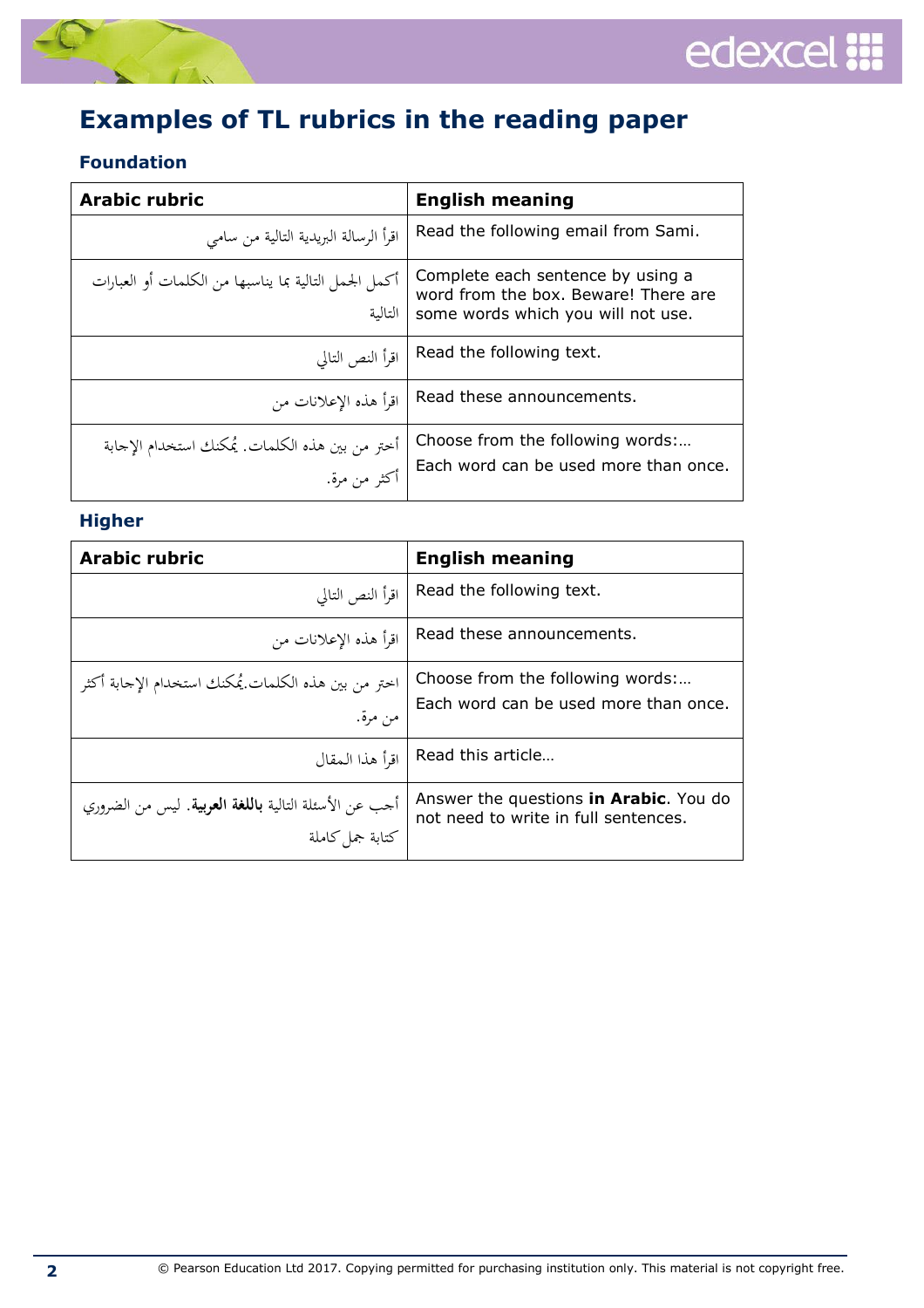# Examples of TL rubrics in the reading paper

### Foundation

| Arabic rubric | English meaning |
|---|---|
| اقرأ الرسالة البريدية التالية من سامي | Read the following email from Sami. |
| أكمل الجمل التالية بما يناسبها من الكلمات أو العبارات التالية | Complete each sentence by using a word from the box. Beware! There are some words which you will not use. |
| اقرأ النص التالي | Read the following text. |
| اقرأ هذه الإعلانات من | Read these announcements. |
| أختر من بين هذه الكلمات. يُمكنك استخدام الإجابة أكثر من مرة. | Choose from the following words:… Each word can be used more than once. |

### Higher

| Arabic rubric | English meaning |
|---|---|
| اقرأ النص التالي | Read the following text. |
| اقرأ هذه الإعلانات من | Read these announcements. |
| اختر من بين هذه الكلمات.يُمكنك استخدام الإجابة أكثر من مرة. | Choose from the following words:… Each word can be used more than once. |
| اقرأ هذا المقال | Read this article… |
| أجب عن الأسئلة التالية **باللغة العربية**. ليس من الضروري كتابة جمل كاملة | Answer the questions **in Arabic**. You do not need to write in full sentences. |

© Pearson Education Ltd 2017. Copying permitted for purchasing institution only. This material is not copyright free.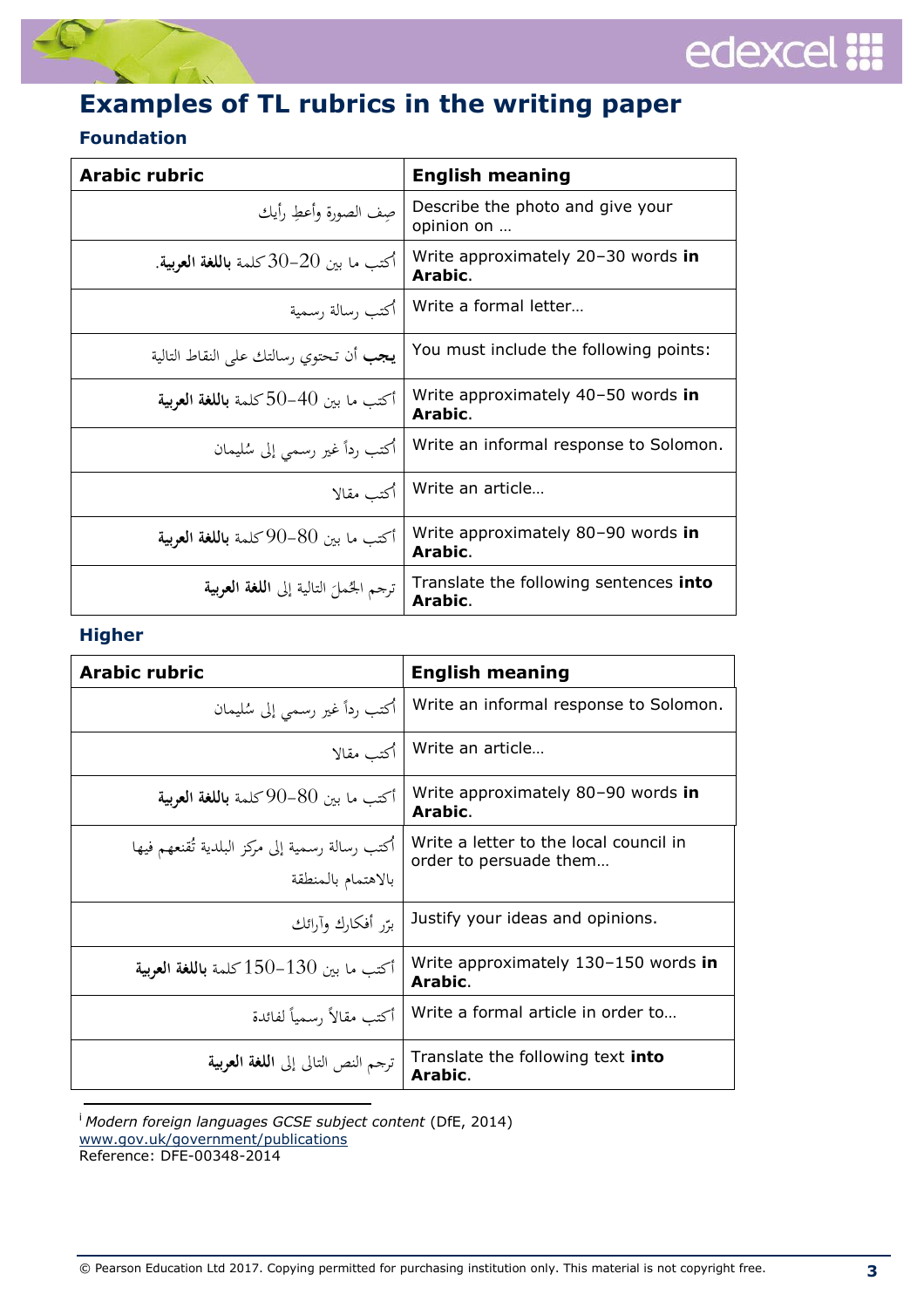# Examples of TL rubrics in the writing paper

## Foundation

| Arabic rubric | English meaning |
|---|---|
| صِف الصورة وأعطِ رأيك | Describe the photo and give your opinion on … |
| أكتب ما بين 20–30 كلمة **باللغة العربية**. | Write approximately 20–30 words **in Arabic**. |
| أكتب رسالة رسمية | Write a formal letter… |
| **يجب** أن تحتوي رسالتك على النقاط التالية | You must include the following points: |
| أكتب ما بين 40–50 كلمة **باللغة العربية** | Write approximately 40–50 words **in Arabic**. |
| أكتب رداً غير رسمي إلى سُليمان | Write an informal response to Solomon. |
| أكتب مقالا | Write an article… |
| أكتب ما بين 80–90 كلمة **باللغة العربية** | Write approximately 80–90 words **in Arabic**. |
| ترجم الجُملَ التالية إلى **اللغة العربية** | Translate the following sentences **into Arabic**. |

## Higher

| Arabic rubric | English meaning |
|---|---|
| أكتب رداً غير رسمي إلى سُليمان | Write an informal response to Solomon. |
| أكتب مقالا | Write an article… |
| أكتب ما بين 80–90 كلمة **باللغة العربية** | Write approximately 80–90 words **in Arabic**. |
| أكتب رسالة رسمية إلى مركز البلدية تُقنعهم فيها بالاهتمام بالمنطقة | Write a letter to the local council in order to persuade them… |
| برّر أفكارك وآرائك | Justify your ideas and opinions. |
| أكتب ما بين 130–150 كلمة **باللغة العربية** | Write approximately 130–150 words **in Arabic**. |
| أكتب مقالاً رسمياً لفائدة | Write a formal article in order to… |
| ترجم النص التالى إلى **اللغة العربية** | Translate the following text **into Arabic**. |

---

[i] *Modern foreign languages GCSE subject content* (DfE, 2014)
www.gov.uk/government/publications
Reference: DFE-00348-2014

© Pearson Education Ltd 2017. Copying permitted for purchasing institution only. This material is not copyright free.